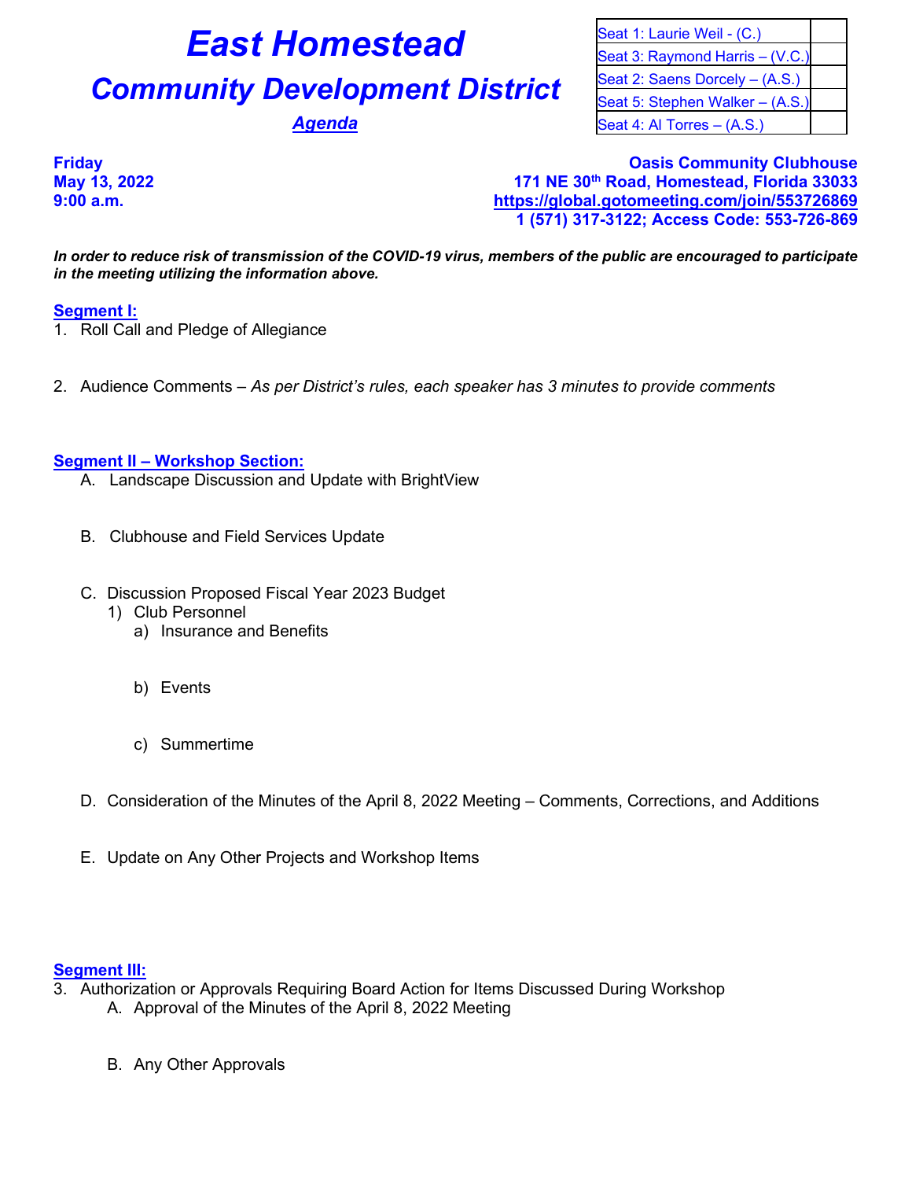# East Homestead

## Community Development District

### *Agenda*

| Seat 1: Laurie Weil - (C.) | |
|---|---|
| Seat 3: Raymond Harris – (V.C.) | |
| Seat 2: Saens Dorcely – (A.S.) | |
| Seat 5: Stephen Walker – (A.S.) | |
| Seat 4: Al Torres – (A.S.) | |

**Friday**
**May 13, 2022**
**9:00 a.m.**

**Oasis Community Clubhouse**
**171 NE 30th Road, Homestead, Florida 33033**
**https://global.gotomeeting.com/join/553726869**
**1 (571) 317-3122; Access Code: 553-726-869**

***In order to reduce risk of transmission of the COVID-19 virus, members of the public are encouraged to participate in the meeting utilizing the information above.***

**Segment I:**

1. Roll Call and Pledge of Allegiance
2. Audience Comments – *As per District's rules, each speaker has 3 minutes to provide comments*

**Segment II – Workshop Section:**

A. Landscape Discussion and Update with BrightView

B. Clubhouse and Field Services Update

C. Discussion Proposed Fiscal Year 2023 Budget
   1) Club Personnel
      a) Insurance and Benefits
      b) Events
      c) Summertime

D. Consideration of the Minutes of the April 8, 2022 Meeting – Comments, Corrections, and Additions

E. Update on Any Other Projects and Workshop Items

**Segment III:**

3. Authorization or Approvals Requiring Board Action for Items Discussed During Workshop
   A. Approval of the Minutes of the April 8, 2022 Meeting
   B. Any Other Approvals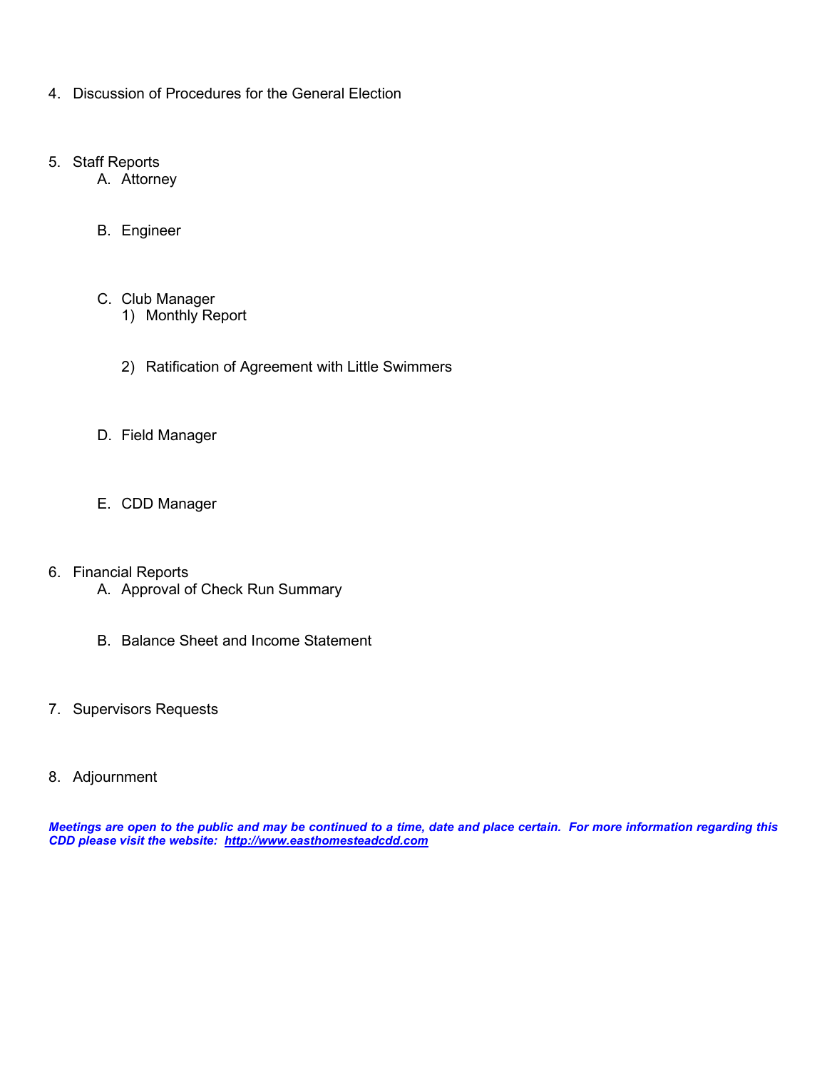4. Discussion of Procedures for the General Election

5. Staff Reports
   A. Attorney

   B. Engineer

   C. Club Manager
      1) Monthly Report

      2) Ratification of Agreement with Little Swimmers

   D. Field Manager

   E. CDD Manager

6. Financial Reports
   A. Approval of Check Run Summary

   B. Balance Sheet and Income Statement

7. Supervisors Requests

8. Adjournment

***Meetings are open to the public and may be continued to a time, date and place certain. For more information regarding this CDD please visit the website: [http://www.easthomesteadcdd.com](http://www.easthomesteadcdd.com)***